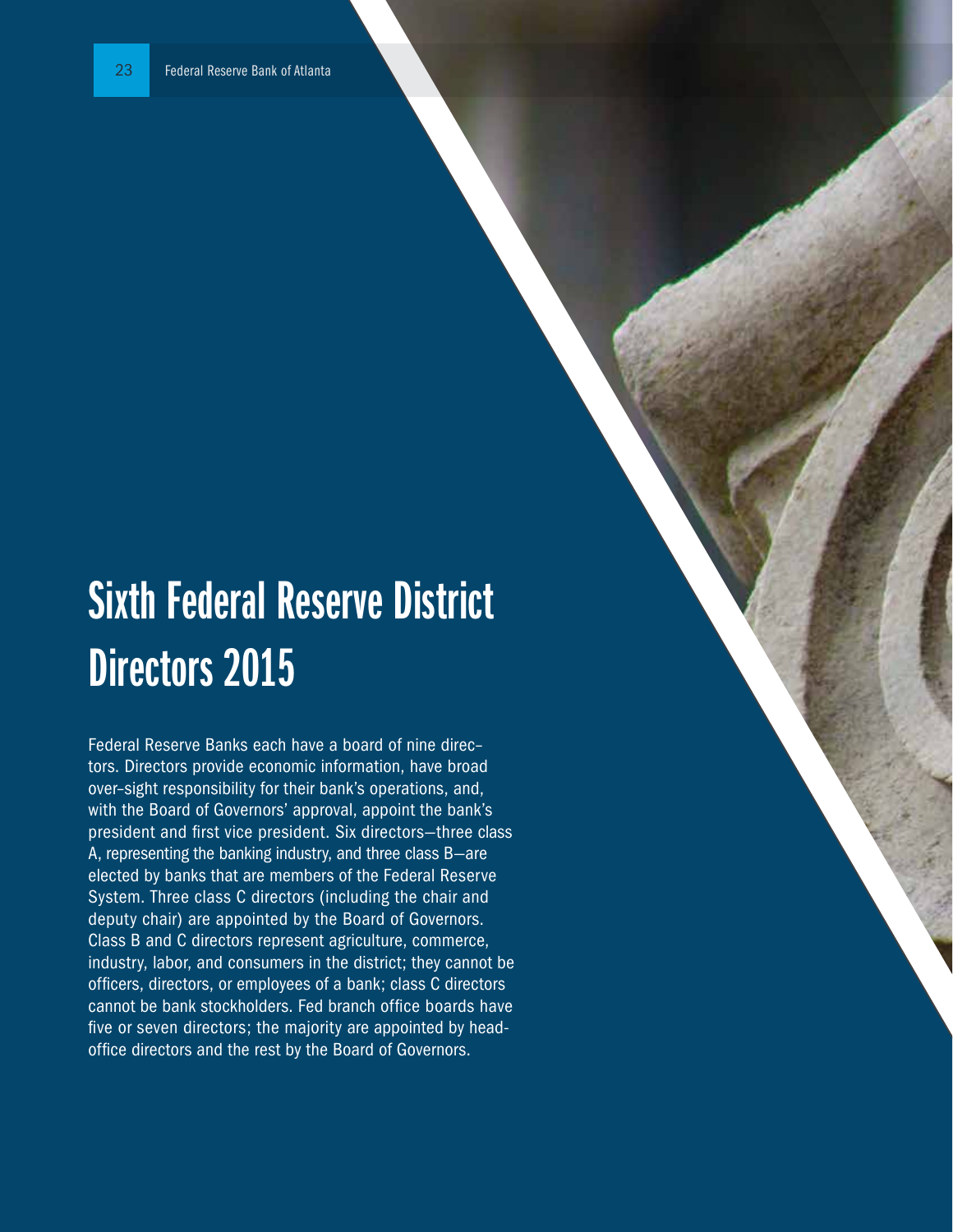# Sixth Federal Reserve District Directors 2015

Federal Reserve Banks each have a board of nine directors. Directors provide economic information, have broad over-sight responsibility for their bank's operations, and, with the Board of Governors' approval, appoint the bank's president and first vice president. Six directors—three class A, representing the banking industry, and three class B—are elected by banks that are members of the Federal Reserve System. Three class C directors (including the chair and deputy chair) are appointed by the Board of Governors. Class B and C directors represent agriculture, commerce, industry, labor, and consumers in the district; they cannot be officers, directors, or employees of a bank; class C directors cannot be bank stockholders. Fed branch office boards have five or seven directors; the majority are appointed by head-office directors and the rest by the Board of Governors.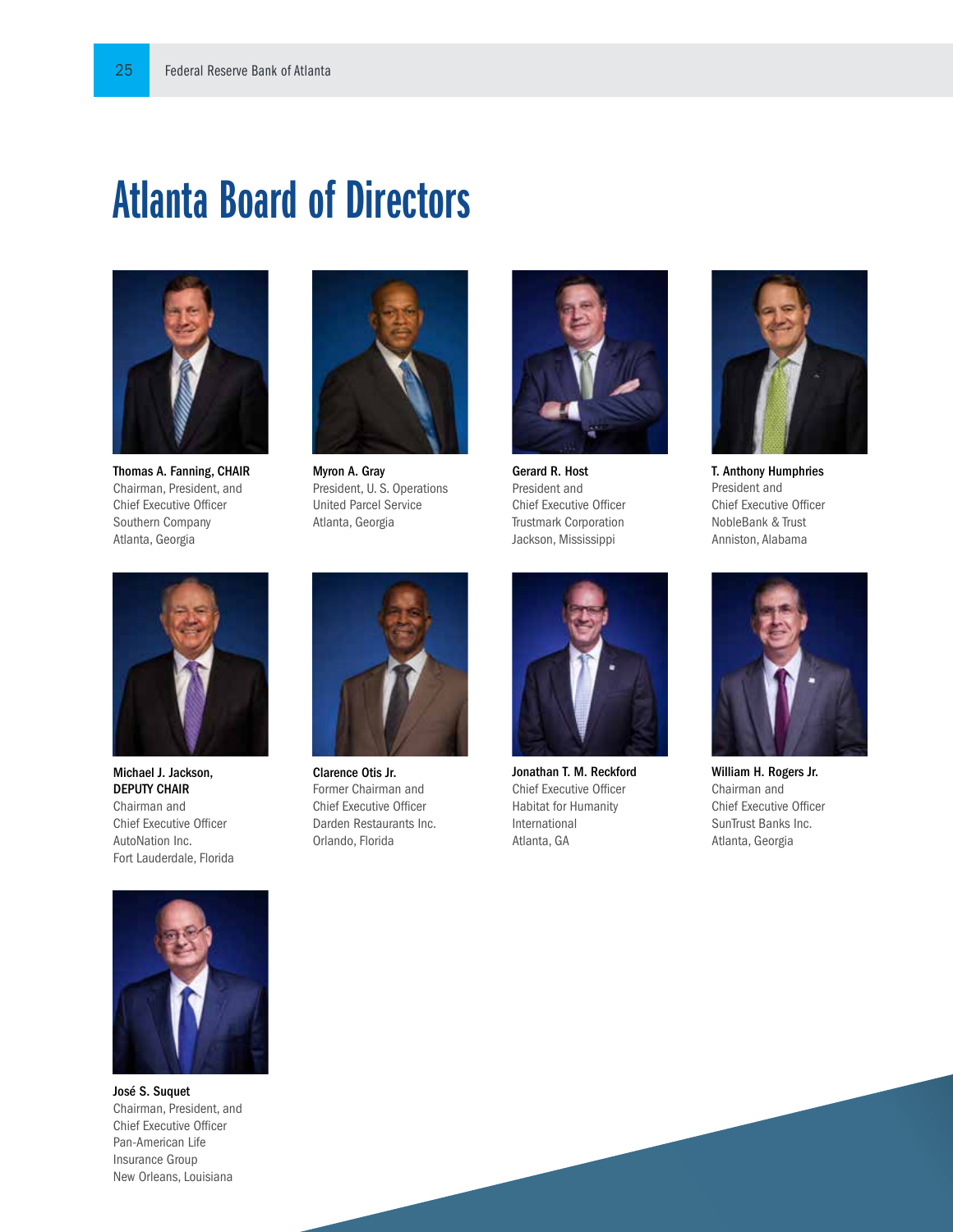# Atlanta Board of Directors

**Thomas A. Fanning, CHAIR**
Chairman, President, and
Chief Executive Officer
Southern Company
Atlanta, Georgia

**Myron A. Gray**
President, U. S. Operations
United Parcel Service
Atlanta, Georgia

**Gerard R. Host**
President and
Chief Executive Officer
Trustmark Corporation
Jackson, Mississippi

**T. Anthony Humphries**
President and
Chief Executive Officer
NobleBank & Trust
Anniston, Alabama

**Michael J. Jackson,**
**DEPUTY CHAIR**
Chairman and
Chief Executive Officer
AutoNation Inc.
Fort Lauderdale, Florida

**Clarence Otis Jr.**
Former Chairman and
Chief Executive Officer
Darden Restaurants Inc.
Orlando, Florida

**Jonathan T. M. Reckford**
Chief Executive Officer
Habitat for Humanity
International
Atlanta, GA

**William H. Rogers Jr.**
Chairman and
Chief Executive Officer
SunTrust Banks Inc.
Atlanta, Georgia

**José S. Suquet**
Chairman, President, and
Chief Executive Officer
Pan-American Life
Insurance Group
New Orleans, Louisiana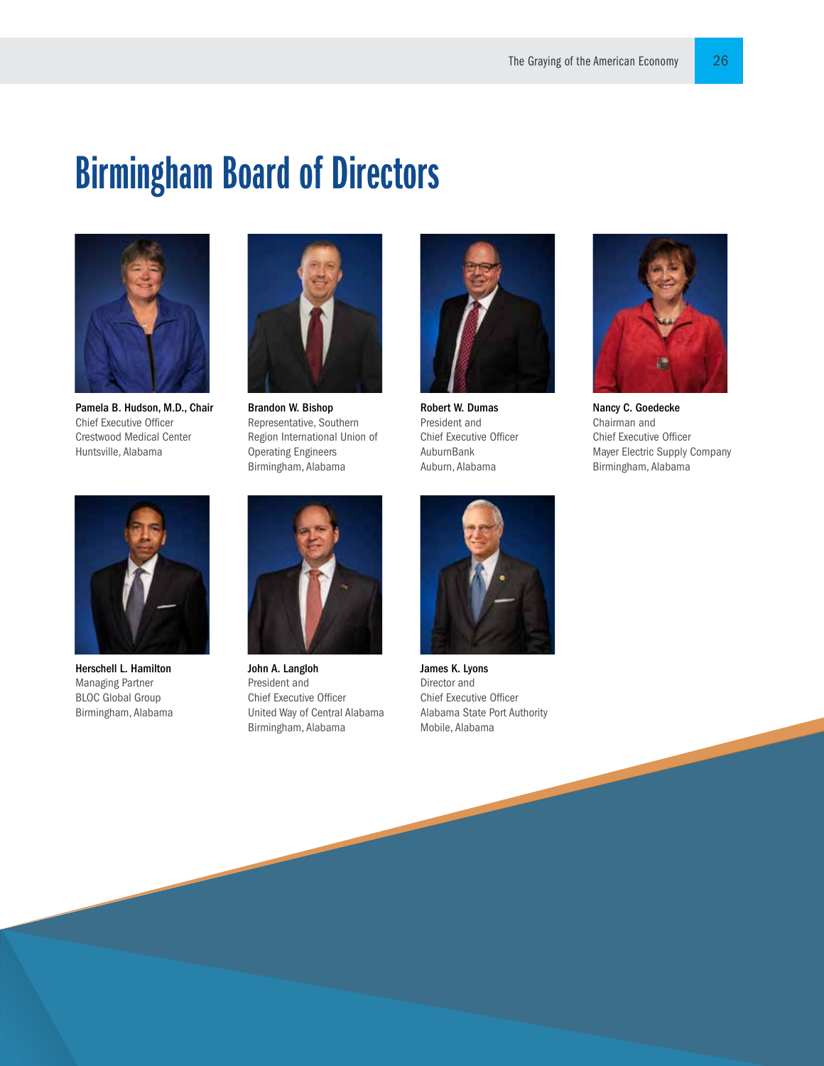# Birmingham Board of Directors

**Pamela B. Hudson, M.D., Chair**
Chief Executive Officer
Crestwood Medical Center
Huntsville, Alabama

**Brandon W. Bishop**
Representative, Southern Region International Union of Operating Engineers
Birmingham, Alabama

**Robert W. Dumas**
President and
Chief Executive Officer
AuburnBank
Auburn, Alabama

**Nancy C. Goedecke**
Chairman and
Chief Executive Officer
Mayer Electric Supply Company
Birmingham, Alabama

**Herschell L. Hamilton**
Managing Partner
BLOC Global Group
Birmingham, Alabama

**John A. Langloh**
President and
Chief Executive Officer
United Way of Central Alabama
Birmingham, Alabama

**James K. Lyons**
Director and
Chief Executive Officer
Alabama State Port Authority
Mobile, Alabama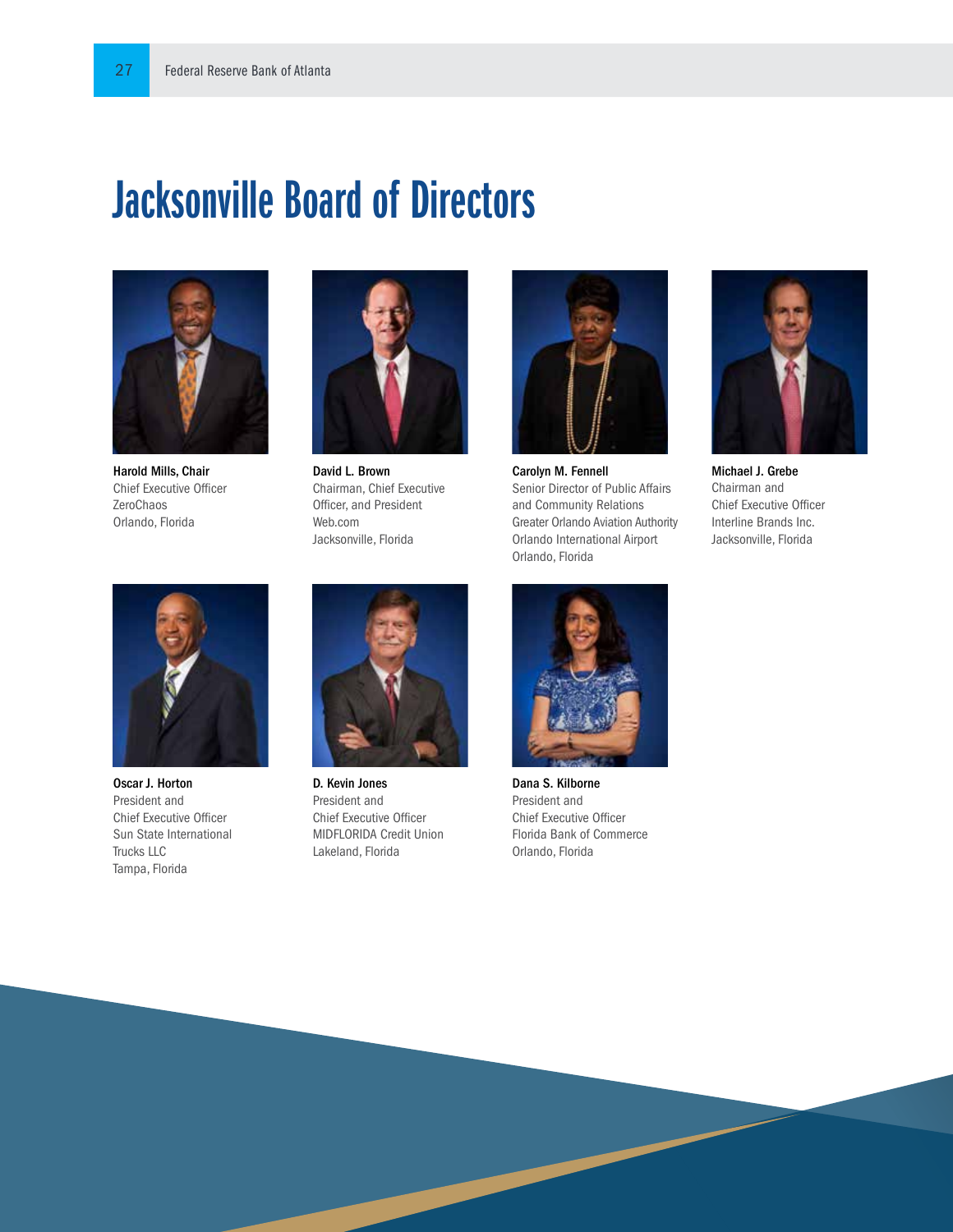# Jacksonville Board of Directors

**Harold Mills, Chair**
Chief Executive Officer
ZeroChaos
Orlando, Florida

**David L. Brown**
Chairman, Chief Executive Officer, and President
Web.com
Jacksonville, Florida

**Carolyn M. Fennell**
Senior Director of Public Affairs and Community Relations
Greater Orlando Aviation Authority
Orlando International Airport
Orlando, Florida

**Michael J. Grebe**
Chairman and Chief Executive Officer
Interline Brands Inc.
Jacksonville, Florida

**Oscar J. Horton**
President and Chief Executive Officer
Sun State International Trucks LLC
Tampa, Florida

**D. Kevin Jones**
President and Chief Executive Officer
MIDFLORIDA Credit Union
Lakeland, Florida

**Dana S. Kilborne**
President and Chief Executive Officer
Florida Bank of Commerce
Orlando, Florida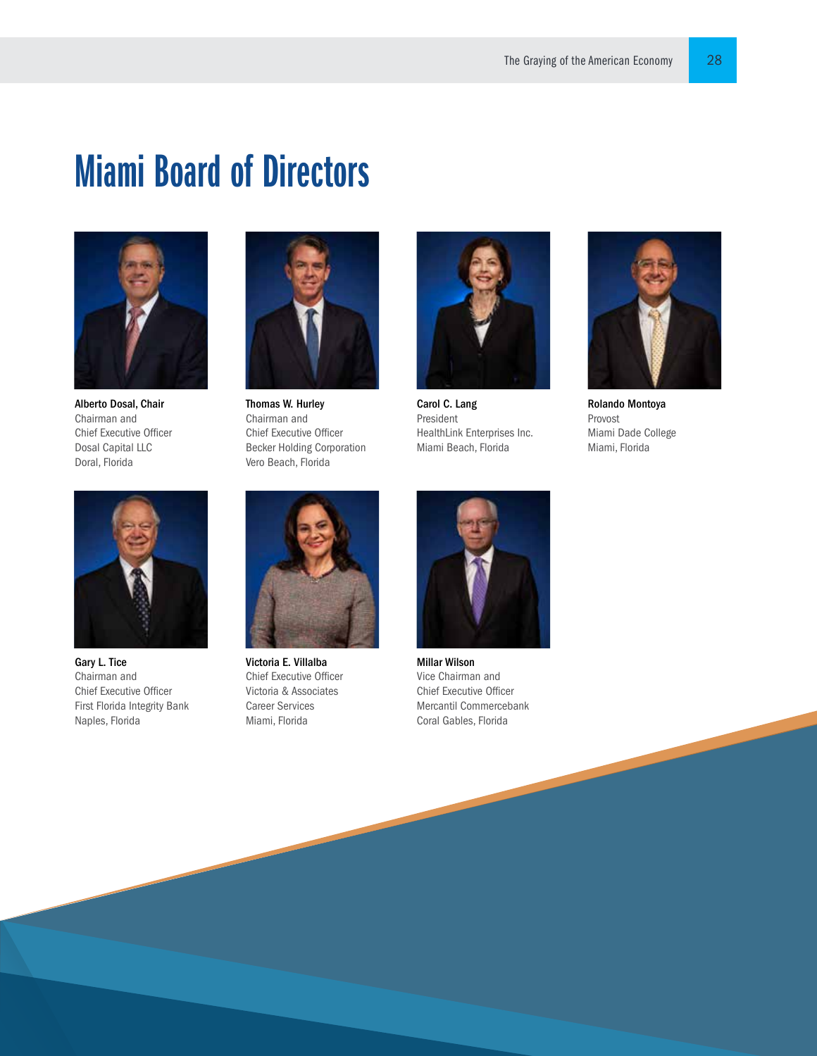# Miami Board of Directors

**Alberto Dosal, Chair**
Chairman and
Chief Executive Officer
Dosal Capital LLC
Doral, Florida

**Thomas W. Hurley**
Chairman and
Chief Executive Officer
Becker Holding Corporation
Vero Beach, Florida

**Carol C. Lang**
President
HealthLink Enterprises Inc.
Miami Beach, Florida

**Rolando Montoya**
Provost
Miami Dade College
Miami, Florida

**Gary L. Tice**
Chairman and
Chief Executive Officer
First Florida Integrity Bank
Naples, Florida

**Victoria E. Villalba**
Chief Executive Officer
Victoria & Associates
Career Services
Miami, Florida

**Millar Wilson**
Vice Chairman and
Chief Executive Officer
Mercantil Commercebank
Coral Gables, Florida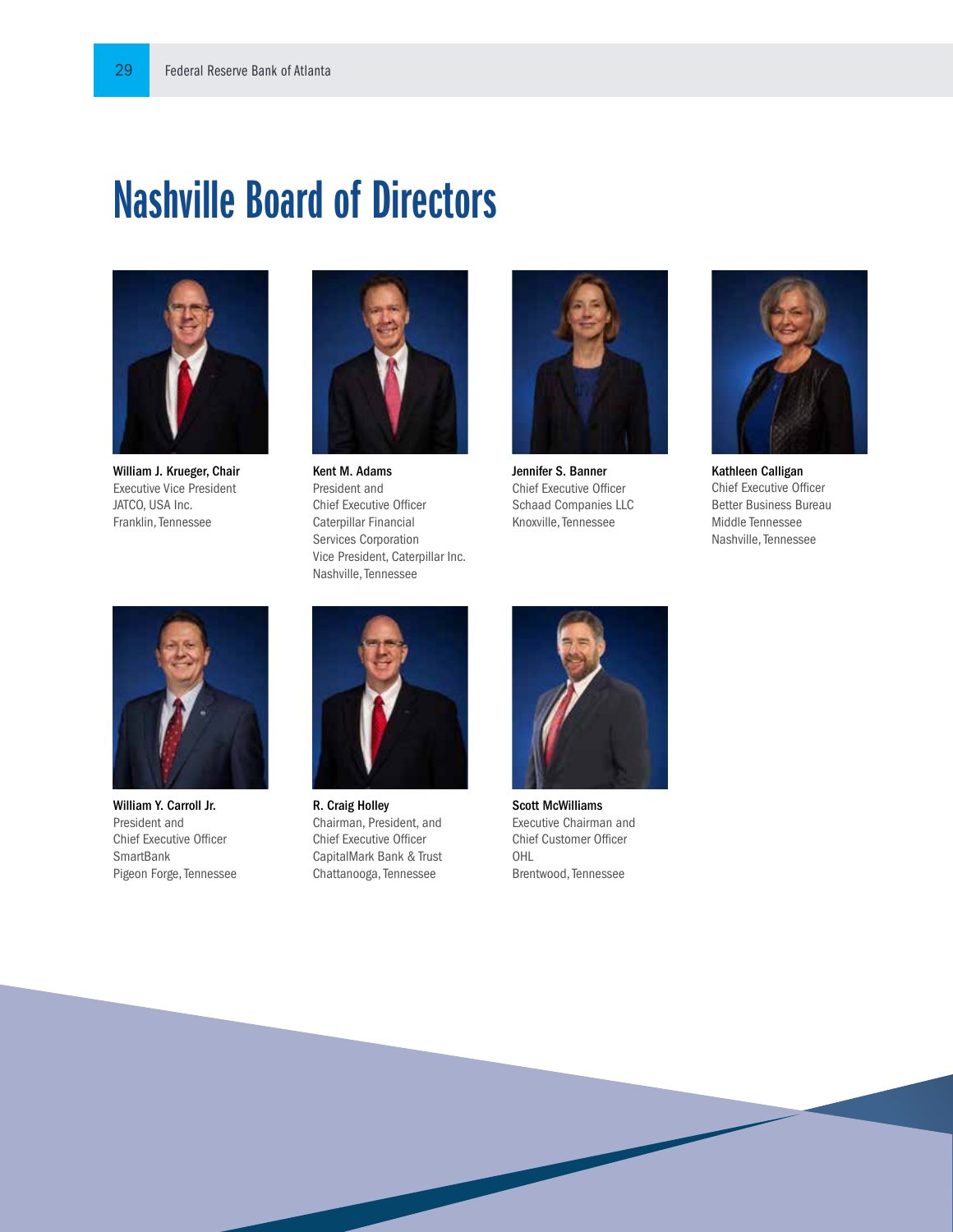# Nashville Board of Directors

**William J. Krueger, Chair**
Executive Vice President
JATCO, USA Inc.
Franklin, Tennessee

**Kent M. Adams**
President and
Chief Executive Officer
Caterpillar Financial
Services Corporation
Vice President, Caterpillar Inc.
Nashville, Tennessee

**Jennifer S. Banner**
Chief Executive Officer
Schaad Companies LLC
Knoxville, Tennessee

**Kathleen Calligan**
Chief Executive Officer
Better Business Bureau
Middle Tennessee
Nashville, Tennessee

**William Y. Carroll Jr.**
President and
Chief Executive Officer
SmartBank
Pigeon Forge, Tennessee

**R. Craig Holley**
Chairman, President, and
Chief Executive Officer
CapitalMark Bank & Trust
Chattanooga, Tennessee

**Scott McWilliams**
Executive Chairman and
Chief Customer Officer
OHL
Brentwood, Tennessee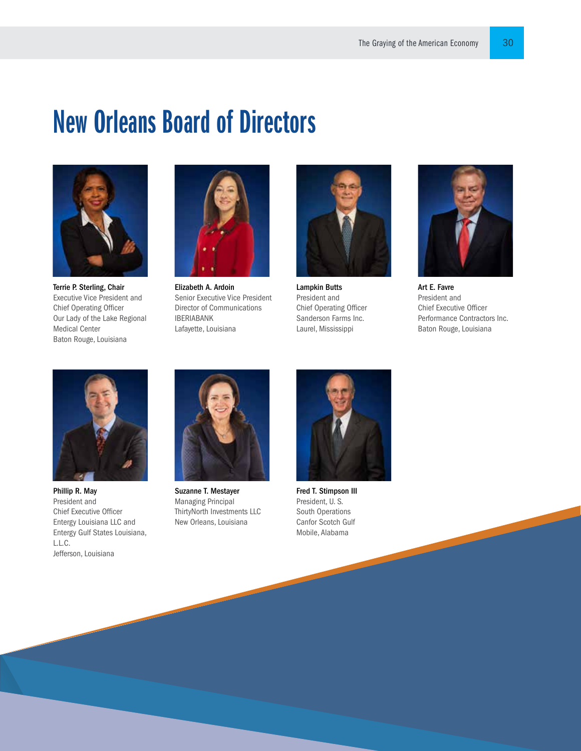# New Orleans Board of Directors

**Terrie P. Sterling, Chair**
Executive Vice President and
Chief Operating Officer
Our Lady of the Lake Regional
Medical Center
Baton Rouge, Louisiana

**Elizabeth A. Ardoin**
Senior Executive Vice President
Director of Communications
IBERIABANK
Lafayette, Louisiana

**Lampkin Butts**
President and
Chief Operating Officer
Sanderson Farms Inc.
Laurel, Mississippi

**Art E. Favre**
President and
Chief Executive Officer
Performance Contractors Inc.
Baton Rouge, Louisiana

**Phillip R. May**
President and
Chief Executive Officer
Entergy Louisiana LLC and
Entergy Gulf States Louisiana,
L.L.C.
Jefferson, Louisiana

**Suzanne T. Mestayer**
Managing Principal
ThirtyNorth Investments LLC
New Orleans, Louisiana

**Fred T. Stimpson III**
President, U. S.
South Operations
Canfor Scotch Gulf
Mobile, Alabama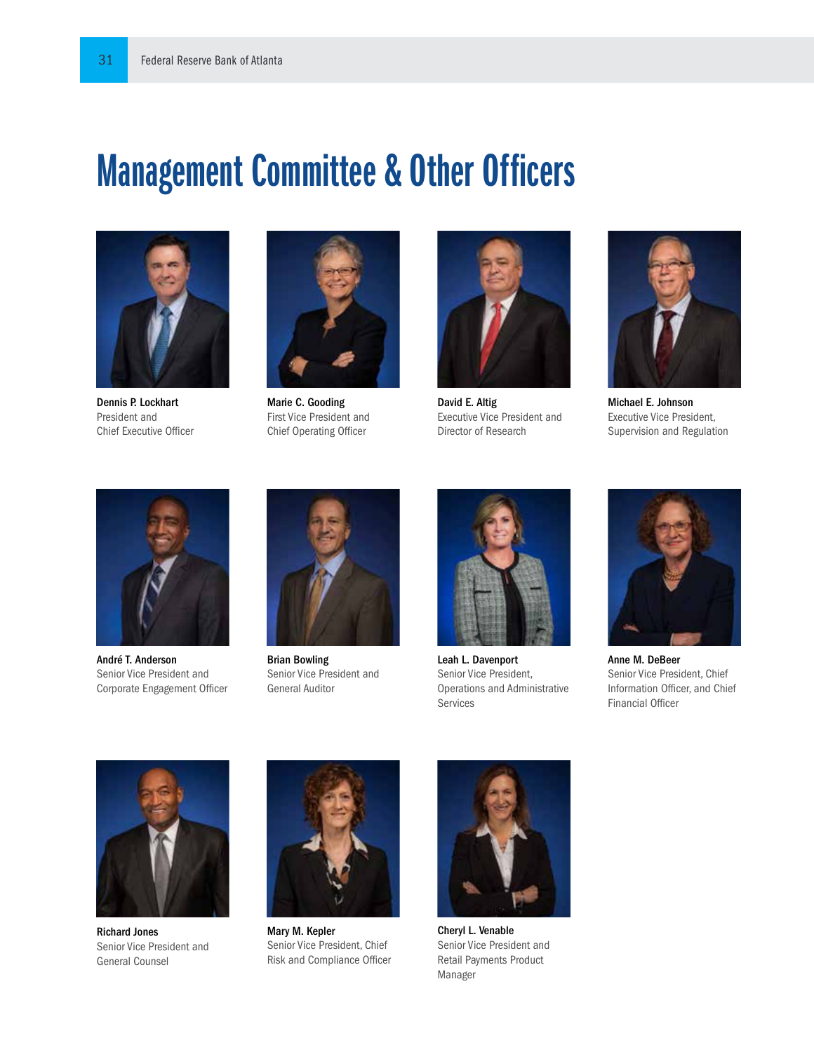# Management Committee & Other Officers

**Dennis P. Lockhart**
President and
Chief Executive Officer

**Marie C. Gooding**
First Vice President and
Chief Operating Officer

**David E. Altig**
Executive Vice President and
Director of Research

**Michael E. Johnson**
Executive Vice President,
Supervision and Regulation

**André T. Anderson**
Senior Vice President and
Corporate Engagement Officer

**Brian Bowling**
Senior Vice President and
General Auditor

**Leah L. Davenport**
Senior Vice President,
Operations and Administrative
Services

**Anne M. DeBeer**
Senior Vice President, Chief
Information Officer, and Chief
Financial Officer

**Richard Jones**
Senior Vice President and
General Counsel

**Mary M. Kepler**
Senior Vice President, Chief
Risk and Compliance Officer

**Cheryl L. Venable**
Senior Vice President and
Retail Payments Product
Manager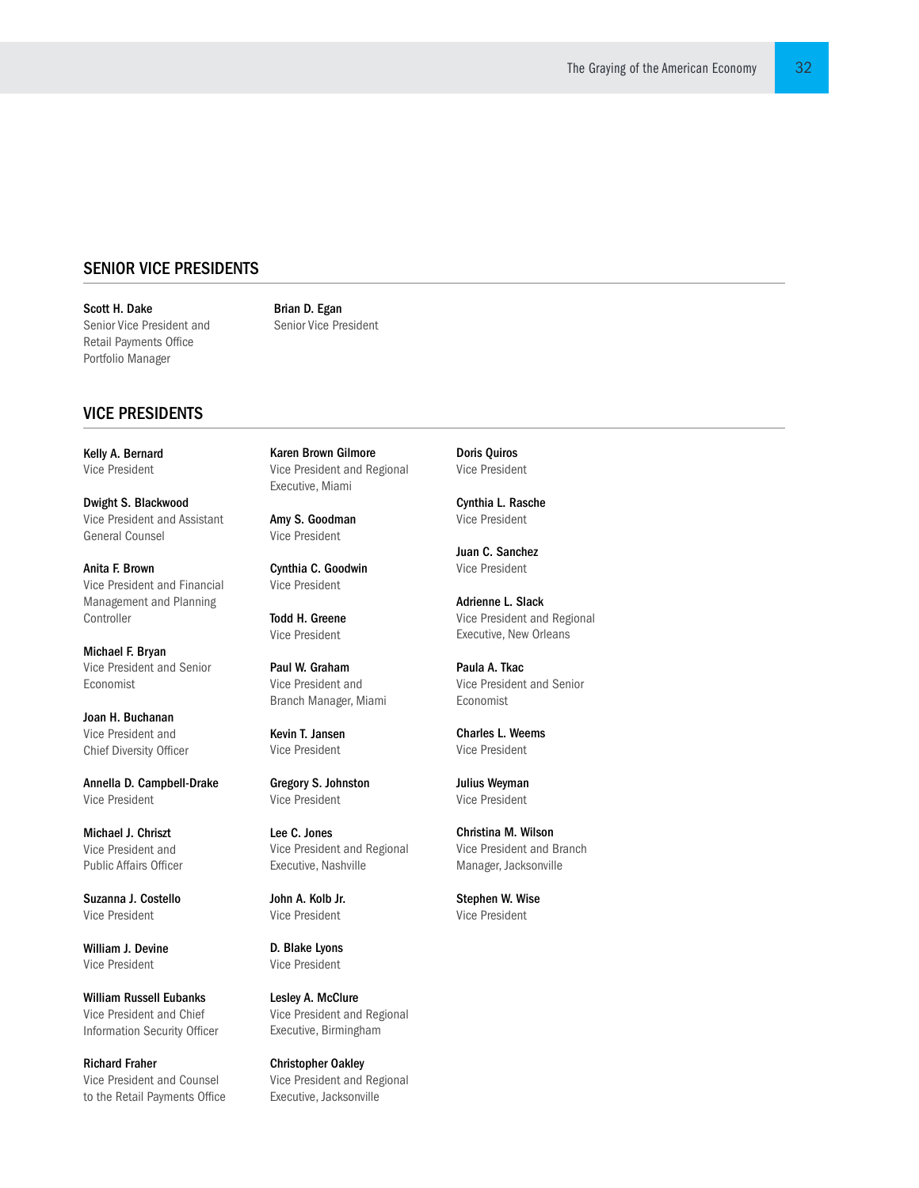## SENIOR VICE PRESIDENTS

**Scott H. Dake**
Senior Vice President and Retail Payments Office Portfolio Manager

**Brian D. Egan**
Senior Vice President

## VICE PRESIDENTS

**Kelly A. Bernard**
Vice President

**Dwight S. Blackwood**
Vice President and Assistant General Counsel

**Anita F. Brown**
Vice President and Financial Management and Planning Controller

**Michael F. Bryan**
Vice President and Senior Economist

**Joan H. Buchanan**
Vice President and Chief Diversity Officer

**Annella D. Campbell-Drake**
Vice President

**Michael J. Chriszt**
Vice President and Public Affairs Officer

**Suzanna J. Costello**
Vice President

**William J. Devine**
Vice President

**William Russell Eubanks**
Vice President and Chief Information Security Officer

**Richard Fraher**
Vice President and Counsel to the Retail Payments Office

**Karen Brown Gilmore**
Vice President and Regional Executive, Miami

**Amy S. Goodman**
Vice President

**Cynthia C. Goodwin**
Vice President

**Todd H. Greene**
Vice President

**Paul W. Graham**
Vice President and Branch Manager, Miami

**Kevin T. Jansen**
Vice President

**Gregory S. Johnston**
Vice President

**Lee C. Jones**
Vice President and Regional Executive, Nashville

**John A. Kolb Jr.**
Vice President

**D. Blake Lyons**
Vice President

**Lesley A. McClure**
Vice President and Regional Executive, Birmingham

**Christopher Oakley**
Vice President and Regional Executive, Jacksonville

**Doris Quiros**
Vice President

**Cynthia L. Rasche**
Vice President

**Juan C. Sanchez**
Vice President

**Adrienne L. Slack**
Vice President and Regional Executive, New Orleans

**Paula A. Tkac**
Vice President and Senior Economist

**Charles L. Weems**
Vice President

**Julius Weyman**
Vice President

**Christina M. Wilson**
Vice President and Branch Manager, Jacksonville

**Stephen W. Wise**
Vice President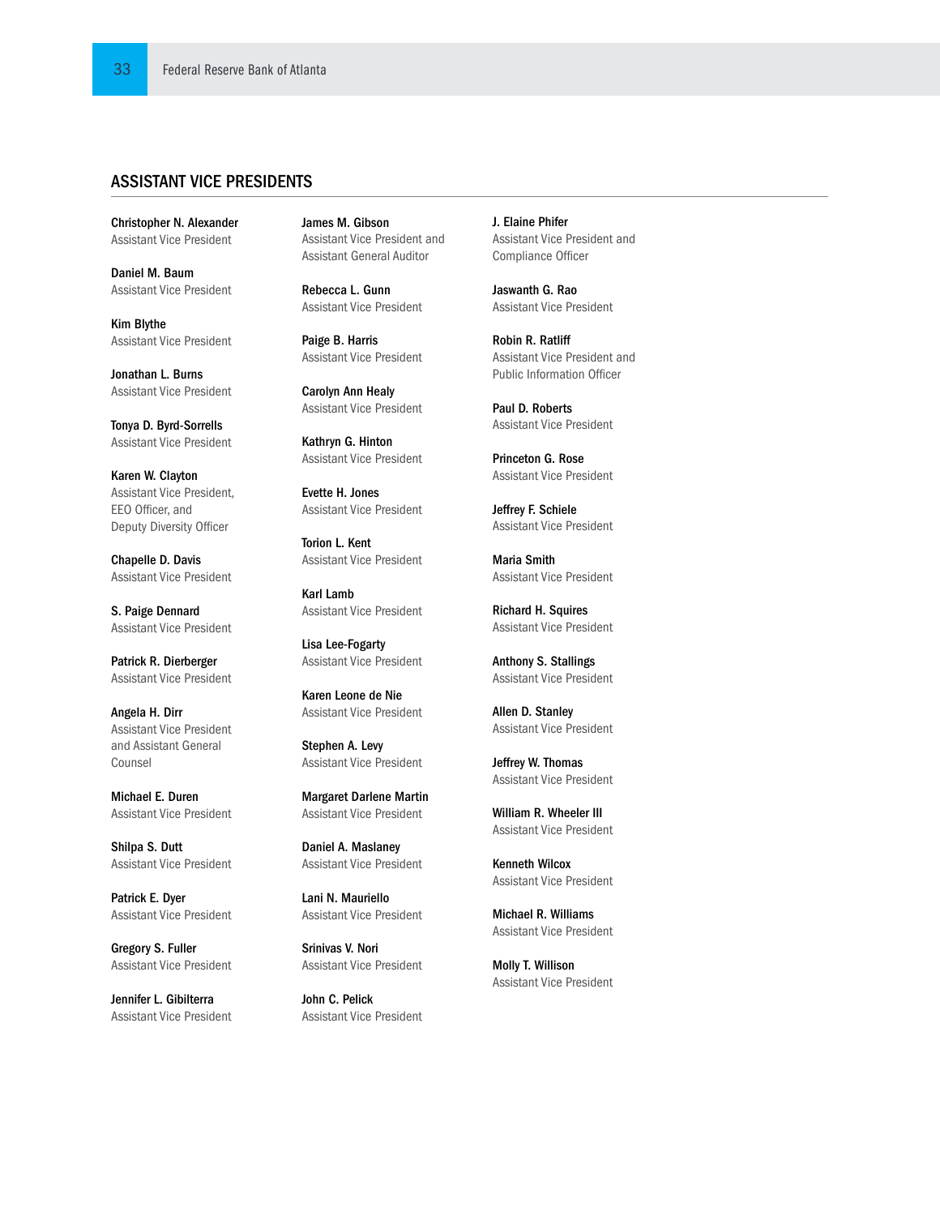## ASSISTANT VICE PRESIDENTS

**Christopher N. Alexander**
Assistant Vice President

**Daniel M. Baum**
Assistant Vice President

**Kim Blythe**
Assistant Vice President

**Jonathan L. Burns**
Assistant Vice President

**Tonya D. Byrd-Sorrells**
Assistant Vice President

**Karen W. Clayton**
Assistant Vice President,
EEO Officer, and
Deputy Diversity Officer

**Chapelle D. Davis**
Assistant Vice President

**S. Paige Dennard**
Assistant Vice President

**Patrick R. Dierberger**
Assistant Vice President

**Angela H. Dirr**
Assistant Vice President
and Assistant General
Counsel

**Michael E. Duren**
Assistant Vice President

**Shilpa S. Dutt**
Assistant Vice President

**Patrick E. Dyer**
Assistant Vice President

**Gregory S. Fuller**
Assistant Vice President

**Jennifer L. Gibilterra**
Assistant Vice President

**James M. Gibson**
Assistant Vice President and
Assistant General Auditor

**Rebecca L. Gunn**
Assistant Vice President

**Paige B. Harris**
Assistant Vice President

**Carolyn Ann Healy**
Assistant Vice President

**Kathryn G. Hinton**
Assistant Vice President

**Evette H. Jones**
Assistant Vice President

**Torion L. Kent**
Assistant Vice President

**Karl Lamb**
Assistant Vice President

**Lisa Lee-Fogarty**
Assistant Vice President

**Karen Leone de Nie**
Assistant Vice President

**Stephen A. Levy**
Assistant Vice President

**Margaret Darlene Martin**
Assistant Vice President

**Daniel A. Maslaney**
Assistant Vice President

**Lani N. Mauriello**
Assistant Vice President

**Srinivas V. Nori**
Assistant Vice President

**John C. Pelick**
Assistant Vice President

**J. Elaine Phifer**
Assistant Vice President and
Compliance Officer

**Jaswanth G. Rao**
Assistant Vice President

**Robin R. Ratliff**
Assistant Vice President and
Public Information Officer

**Paul D. Roberts**
Assistant Vice President

**Princeton G. Rose**
Assistant Vice President

**Jeffrey F. Schiele**
Assistant Vice President

**Maria Smith**
Assistant Vice President

**Richard H. Squires**
Assistant Vice President

**Anthony S. Stallings**
Assistant Vice President

**Allen D. Stanley**
Assistant Vice President

**Jeffrey W. Thomas**
Assistant Vice President

**William R. Wheeler III**
Assistant Vice President

**Kenneth Wilcox**
Assistant Vice President

**Michael R. Williams**
Assistant Vice President

**Molly T. Willison**
Assistant Vice President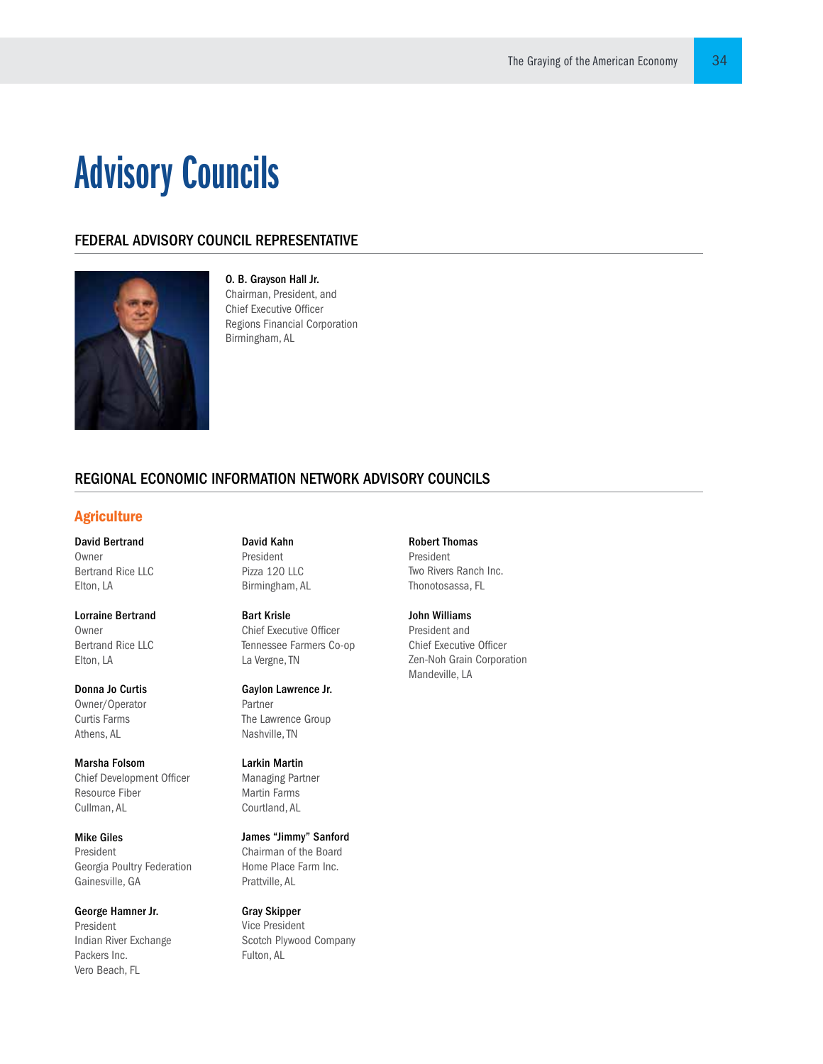# Advisory Councils

## FEDERAL ADVISORY COUNCIL REPRESENTATIVE

**O. B. Grayson Hall Jr.**
Chairman, President, and
Chief Executive Officer
Regions Financial Corporation
Birmingham, AL

## REGIONAL ECONOMIC INFORMATION NETWORK ADVISORY COUNCILS

### Agriculture

**David Bertrand**
Owner
Bertrand Rice LLC
Elton, LA

**Lorraine Bertrand**
Owner
Bertrand Rice LLC
Elton, LA

**Donna Jo Curtis**
Owner/Operator
Curtis Farms
Athens, AL

**Marsha Folsom**
Chief Development Officer
Resource Fiber
Cullman, AL

**Mike Giles**
President
Georgia Poultry Federation
Gainesville, GA

**George Hamner Jr.**
President
Indian River Exchange
Packers Inc.
Vero Beach, FL

**David Kahn**
President
Pizza 120 LLC
Birmingham, AL

**Bart Krisle**
Chief Executive Officer
Tennessee Farmers Co-op
La Vergne, TN

**Gaylon Lawrence Jr.**
Partner
The Lawrence Group
Nashville, TN

**Larkin Martin**
Managing Partner
Martin Farms
Courtland, AL

**James "Jimmy" Sanford**
Chairman of the Board
Home Place Farm Inc.
Prattville, AL

**Gray Skipper**
Vice President
Scotch Plywood Company
Fulton, AL

**Robert Thomas**
President
Two Rivers Ranch Inc.
Thonotosassa, FL

**John Williams**
President and
Chief Executive Officer
Zen-Noh Grain Corporation
Mandeville, LA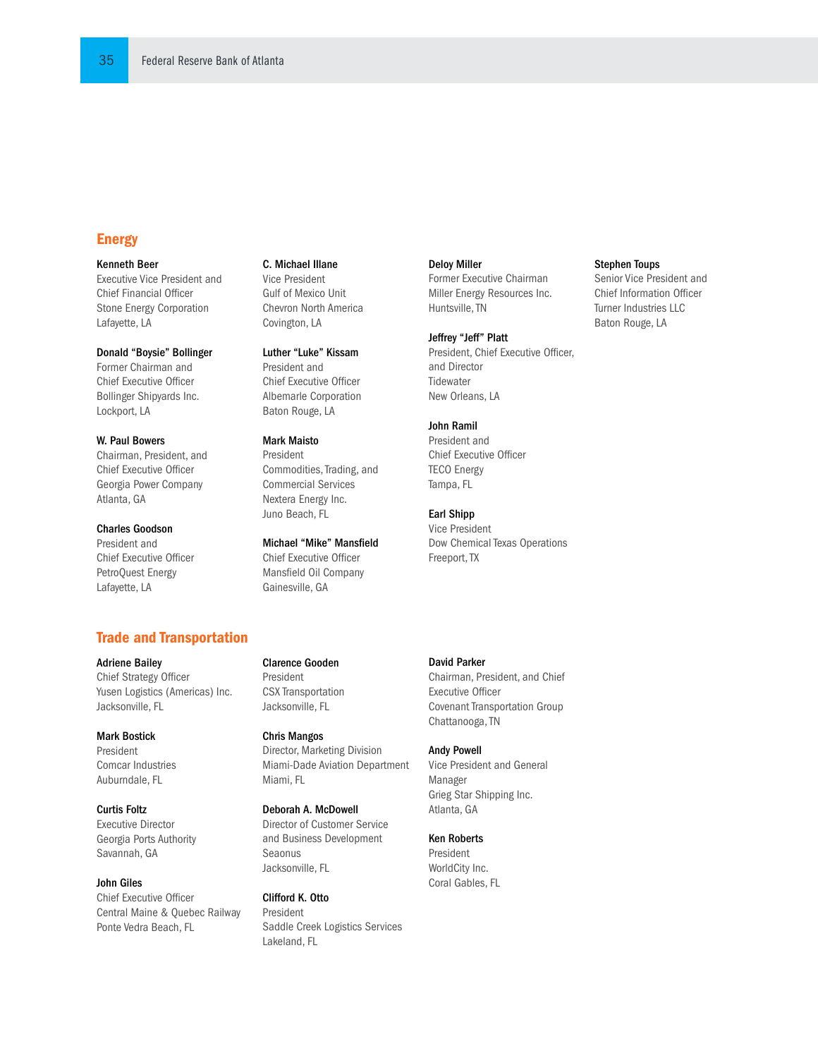## Energy

**Kenneth Beer**
Executive Vice President and
Chief Financial Officer
Stone Energy Corporation
Lafayette, LA

**Donald “Boysie” Bollinger**
Former Chairman and
Chief Executive Officer
Bollinger Shipyards Inc.
Lockport, LA

**W. Paul Bowers**
Chairman, President, and
Chief Executive Officer
Georgia Power Company
Atlanta, GA

**Charles Goodson**
President and
Chief Executive Officer
PetroQuest Energy
Lafayette, LA

**C. Michael Illane**
Vice President
Gulf of Mexico Unit
Chevron North America
Covington, LA

**Luther “Luke” Kissam**
President and
Chief Executive Officer
Albemarle Corporation
Baton Rouge, LA

**Mark Maisto**
President
Commodities, Trading, and
Commercial Services
Nextera Energy Inc.
Juno Beach, FL

**Michael “Mike” Mansfield**
Chief Executive Officer
Mansfield Oil Company
Gainesville, GA

**Deloy Miller**
Former Executive Chairman
Miller Energy Resources Inc.
Huntsville, TN

**Jeffrey “Jeff” Platt**
President, Chief Executive Officer,
and Director
Tidewater
New Orleans, LA

**John Ramil**
President and
Chief Executive Officer
TECO Energy
Tampa, FL

**Earl Shipp**
Vice President
Dow Chemical Texas Operations
Freeport, TX

**Stephen Toups**
Senior Vice President and
Chief Information Officer
Turner Industries LLC
Baton Rouge, LA

## Trade and Transportation

**Adriene Bailey**
Chief Strategy Officer
Yusen Logistics (Americas) Inc.
Jacksonville, FL

**Mark Bostick**
President
Comcar Industries
Auburndale, FL

**Curtis Foltz**
Executive Director
Georgia Ports Authority
Savannah, GA

**John Giles**
Chief Executive Officer
Central Maine & Quebec Railway
Ponte Vedra Beach, FL

**Clarence Gooden**
President
CSX Transportation
Jacksonville, FL

**Chris Mangos**
Director, Marketing Division
Miami-Dade Aviation Department
Miami, FL

**Deborah A. McDowell**
Director of Customer Service
and Business Development
Seaonus
Jacksonville, FL

**Clifford K. Otto**
President
Saddle Creek Logistics Services
Lakeland, FL

**David Parker**
Chairman, President, and Chief
Executive Officer
Covenant Transportation Group
Chattanooga, TN

**Andy Powell**
Vice President and General
Manager
Grieg Star Shipping Inc.
Atlanta, GA

**Ken Roberts**
President
WorldCity Inc.
Coral Gables, FL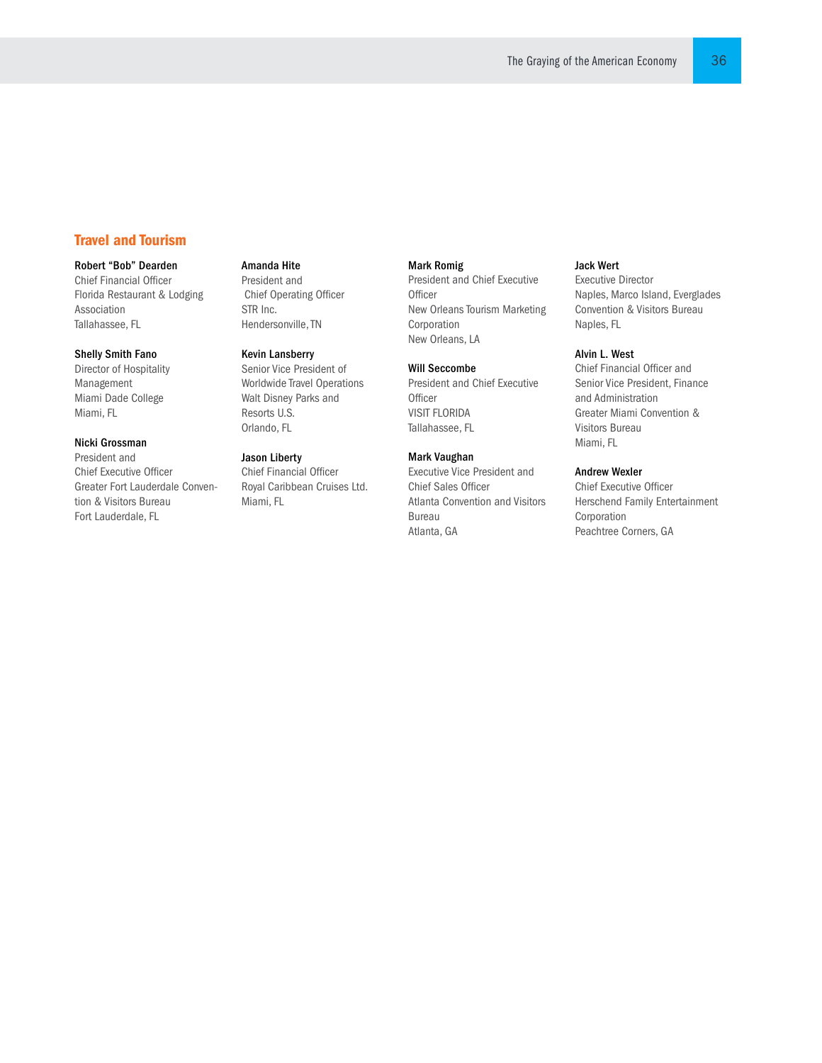## Travel and Tourism

**Robert “Bob” Dearden**
Chief Financial Officer
Florida Restaurant & Lodging Association
Tallahassee, FL

**Shelly Smith Fano**
Director of Hospitality Management
Miami Dade College
Miami, FL

**Nicki Grossman**
President and Chief Executive Officer
Greater Fort Lauderdale Convention & Visitors Bureau
Fort Lauderdale, FL

**Amanda Hite**
President and Chief Operating Officer
STR Inc.
Hendersonville, TN

**Kevin Lansberry**
Senior Vice President of Worldwide Travel Operations
Walt Disney Parks and Resorts U.S.
Orlando, FL

**Jason Liberty**
Chief Financial Officer
Royal Caribbean Cruises Ltd.
Miami, FL

**Mark Romig**
President and Chief Executive Officer
New Orleans Tourism Marketing Corporation
New Orleans, LA

**Will Seccombe**
President and Chief Executive Officer
VISIT FLORIDA
Tallahassee, FL

**Mark Vaughan**
Executive Vice President and Chief Sales Officer
Atlanta Convention and Visitors Bureau
Atlanta, GA

**Jack Wert**
Executive Director
Naples, Marco Island, Everglades Convention & Visitors Bureau
Naples, FL

**Alvin L. West**
Chief Financial Officer and Senior Vice President, Finance and Administration
Greater Miami Convention & Visitors Bureau
Miami, FL

**Andrew Wexler**
Chief Executive Officer
Herschend Family Entertainment Corporation
Peachtree Corners, GA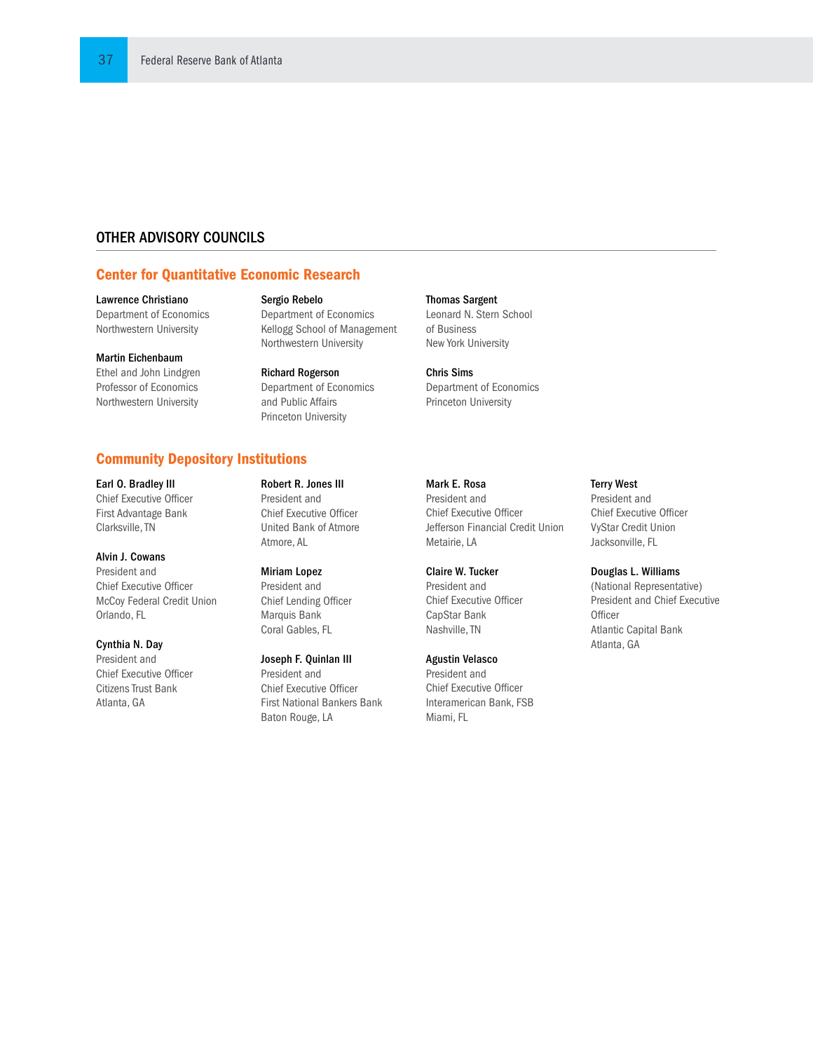## OTHER ADVISORY COUNCILS

### Center for Quantitative Economic Research

**Lawrence Christiano**
Department of Economics
Northwestern University

**Martin Eichenbaum**
Ethel and John Lindgren
Professor of Economics
Northwestern University

**Sergio Rebelo**
Department of Economics
Kellogg School of Management
Northwestern University

**Richard Rogerson**
Department of Economics
and Public Affairs
Princeton University

**Thomas Sargent**
Leonard N. Stern School
of Business
New York University

**Chris Sims**
Department of Economics
Princeton University

### Community Depository Institutions

**Earl O. Bradley III**
Chief Executive Officer
First Advantage Bank
Clarksville, TN

**Alvin J. Cowans**
President and
Chief Executive Officer
McCoy Federal Credit Union
Orlando, FL

**Cynthia N. Day**
President and
Chief Executive Officer
Citizens Trust Bank
Atlanta, GA

**Robert R. Jones III**
President and
Chief Executive Officer
United Bank of Atmore
Atmore, AL

**Miriam Lopez**
President and
Chief Lending Officer
Marquis Bank
Coral Gables, FL

**Joseph F. Quinlan III**
President and
Chief Executive Officer
First National Bankers Bank
Baton Rouge, LA

**Mark E. Rosa**
President and
Chief Executive Officer
Jefferson Financial Credit Union
Metairie, LA

**Claire W. Tucker**
President and
Chief Executive Officer
CapStar Bank
Nashville, TN

**Agustin Velasco**
President and
Chief Executive Officer
Interamerican Bank, FSB
Miami, FL

**Terry West**
President and
Chief Executive Officer
VyStar Credit Union
Jacksonville, FL

**Douglas L. Williams**
(National Representative)
President and Chief Executive
Officer
Atlantic Capital Bank
Atlanta, GA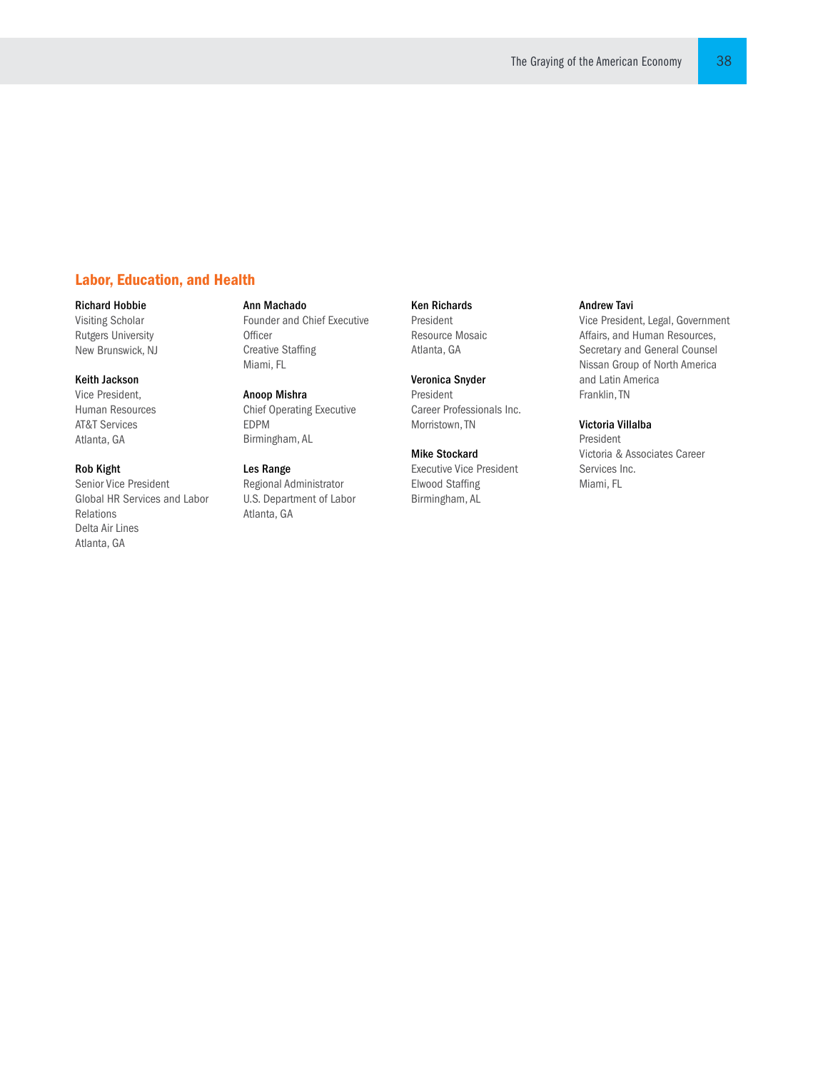## Labor, Education, and Health

**Richard Hobbie**
Visiting Scholar
Rutgers University
New Brunswick, NJ

**Keith Jackson**
Vice President,
Human Resources
AT&T Services
Atlanta, GA

**Rob Kight**
Senior Vice President
Global HR Services and Labor Relations
Delta Air Lines
Atlanta, GA

**Ann Machado**
Founder and Chief Executive Officer
Creative Staffing
Miami, FL

**Anoop Mishra**
Chief Operating Executive
EDPM
Birmingham, AL

**Les Range**
Regional Administrator
U.S. Department of Labor
Atlanta, GA

**Ken Richards**
President
Resource Mosaic
Atlanta, GA

**Veronica Snyder**
President
Career Professionals Inc.
Morristown, TN

**Mike Stockard**
Executive Vice President
Elwood Staffing
Birmingham, AL

**Andrew Tavi**
Vice President, Legal, Government Affairs, and Human Resources,
Secretary and General Counsel
Nissan Group of North America and Latin America
Franklin, TN

**Victoria Villalba**
President
Victoria & Associates Career Services Inc.
Miami, FL